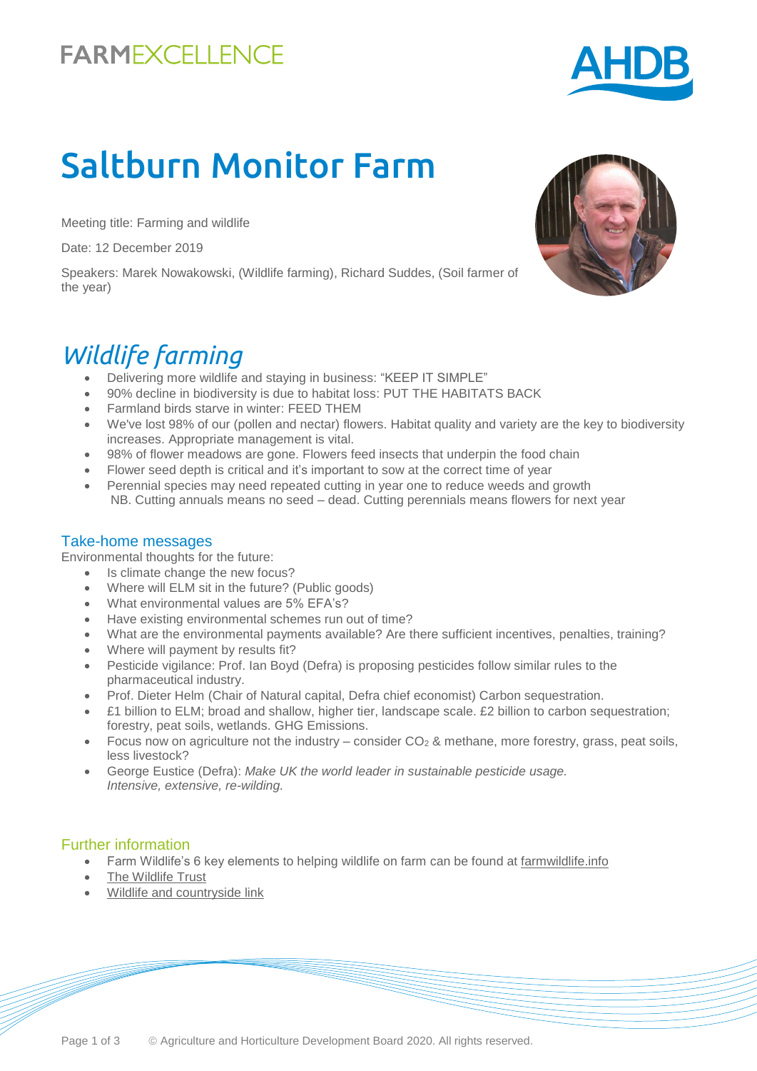FARMEXCELLENCE

# Saltburn Monitor Farm

Meeting title: Farming and wildlife

Date: 12 December 2019

Speakers: Marek Nowakowski, (Wildlife farming), Richard Suddes, (Soil farmer of the year)

## *Wildlife farming*

- Delivering more wildlife and staying in business: "KEEP IT SIMPLE"
- 90% decline in biodiversity is due to habitat loss: PUT THE HABITATS BACK
- Farmland birds starve in winter: FEED THEM
- We've lost 98% of our (pollen and nectar) flowers. Habitat quality and variety are the key to biodiversity increases. Appropriate management is vital.
- 98% of flower meadows are gone. Flowers feed insects that underpin the food chain
- Flower seed depth is critical and it's important to sow at the correct time of year
- Perennial species may need repeated cutting in year one to reduce weeds and growth
  NB. Cutting annuals means no seed – dead. Cutting perennials means flowers for next year

### Take-home messages

Environmental thoughts for the future:

- Is climate change the new focus?
- Where will ELM sit in the future? (Public goods)
- What environmental values are 5% EFA's?
- Have existing environmental schemes run out of time?
- What are the environmental payments available? Are there sufficient incentives, penalties, training?
- Where will payment by results fit?
- Pesticide vigilance: Prof. Ian Boyd (Defra) is proposing pesticides follow similar rules to the pharmaceutical industry.
- Prof. Dieter Helm (Chair of Natural capital, Defra chief economist) Carbon sequestration.
- £1 billion to ELM; broad and shallow, higher tier, landscape scale. £2 billion to carbon sequestration; forestry, peat soils, wetlands. GHG Emissions.
- Focus now on agriculture not the industry – consider $CO_2$ & methane, more forestry, grass, peat soils, less livestock?
- George Eustice (Defra): *Make UK the world leader in sustainable pesticide usage. Intensive, extensive, re-wilding.*

### Further information

- Farm Wildlife's 6 key elements to helping wildlife on farm can be found at farmwildlife.info
- The Wildlife Trust
- Wildlife and countryside link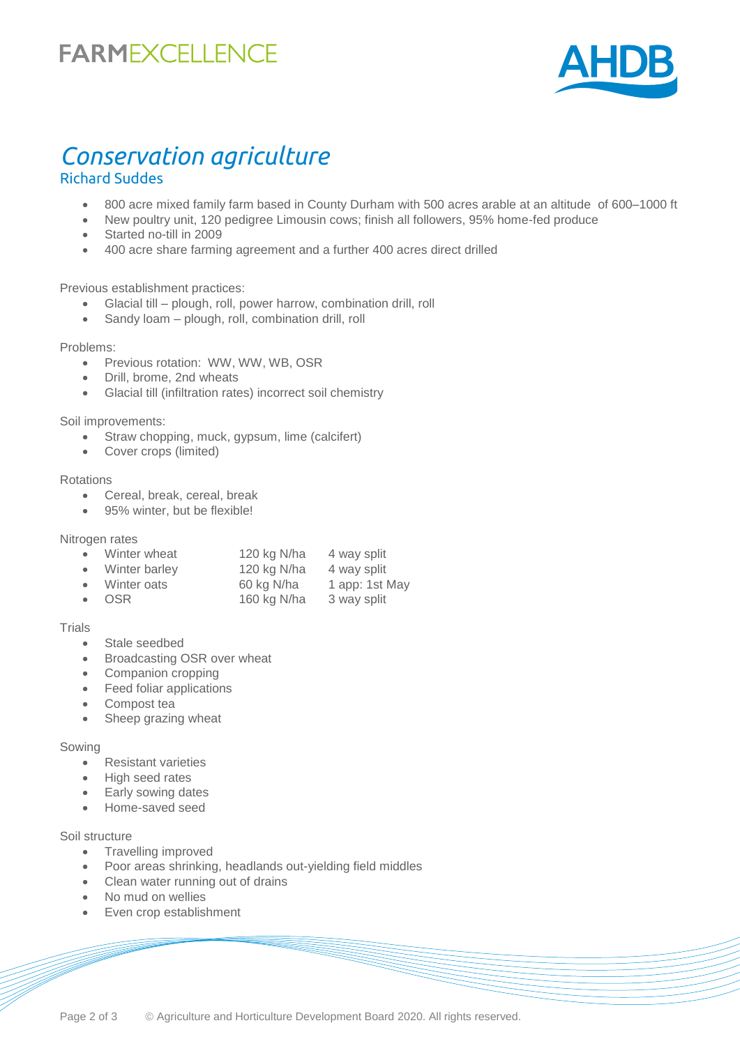# *Conservation agriculture*

## Richard Suddes

- 800 acre mixed family farm based in County Durham with 500 acres arable at an altitude of 600–1000 ft
- New poultry unit, 120 pedigree Limousin cows; finish all followers, 95% home-fed produce
- Started no-till in 2009
- 400 acre share farming agreement and a further 400 acres direct drilled

Previous establishment practices:

- Glacial till – plough, roll, power harrow, combination drill, roll
- Sandy loam – plough, roll, combination drill, roll

Problems:

- Previous rotation: WW, WW, WB, OSR
- Drill, brome, 2nd wheats
- Glacial till (infiltration rates) incorrect soil chemistry

Soil improvements:

- Straw chopping, muck, gypsum, lime (calcifert)
- Cover crops (limited)

Rotations

- Cereal, break, cereal, break
- 95% winter, but be flexible!

Nitrogen rates

| Crop | Rate | Application |
|---|---|---|
| Winter wheat | 120 kg N/ha | 4 way split |
| Winter barley | 120 kg N/ha | 4 way split |
| Winter oats | 60 kg N/ha | 1 app: 1st May |
| OSR | 160 kg N/ha | 3 way split |

Trials

- Stale seedbed
- Broadcasting OSR over wheat
- Companion cropping
- Feed foliar applications
- Compost tea
- Sheep grazing wheat

Sowing

- Resistant varieties
- High seed rates
- Early sowing dates
- Home-saved seed

Soil structure

- Travelling improved
- Poor areas shrinking, headlands out-yielding field middles
- Clean water running out of drains
- No mud on wellies
- Even crop establishment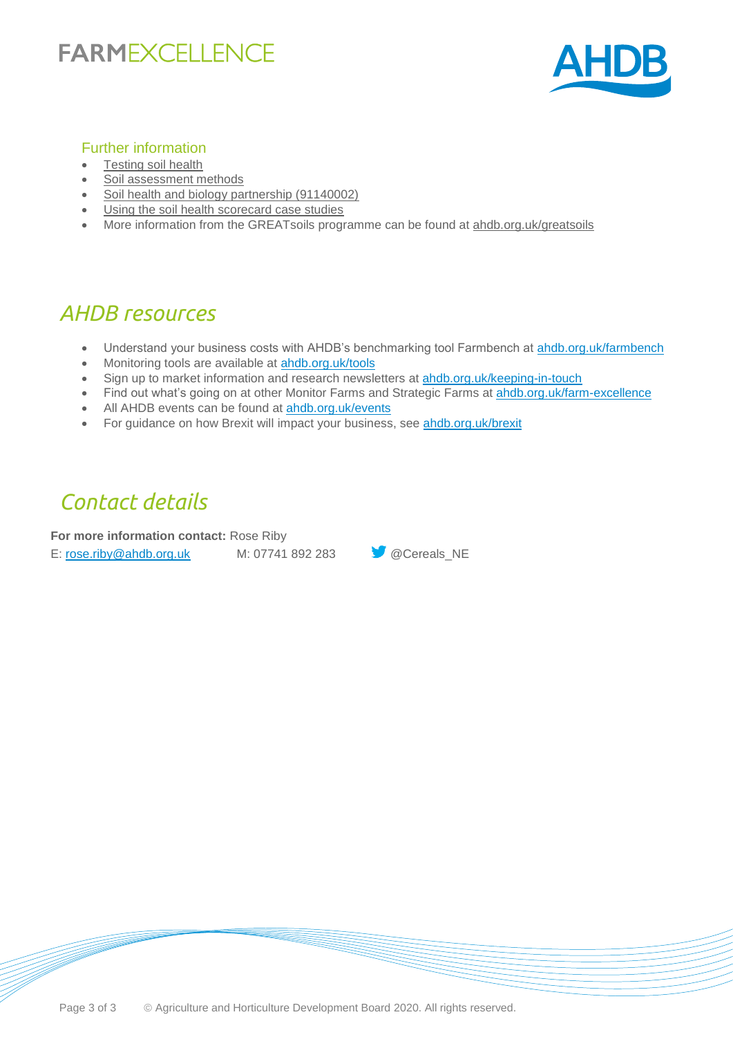### Further information

- Testing soil health
- Soil assessment methods
- Soil health and biology partnership (91140002)
- Using the soil health scorecard case studies
- More information from the GREATsoils programme can be found at ahdb.org.uk/greatsoils

## *AHDB resources*

- Understand your business costs with AHDB's benchmarking tool Farmbench at ahdb.org.uk/farmbench
- Monitoring tools are available at ahdb.org.uk/tools
- Sign up to market information and research newsletters at ahdb.org.uk/keeping-in-touch
- Find out what's going on at other Monitor Farms and Strategic Farms at ahdb.org.uk/farm-excellence
- All AHDB events can be found at ahdb.org.uk/events
- For guidance on how Brexit will impact your business, see ahdb.org.uk/brexit

## *Contact details*

**For more information contact:** Rose Riby

E: rose.riby@ahdb.org.uk M: 07741 892 283 @Cereals_NE

© Agriculture and Horticulture Development Board 2020. All rights reserved.